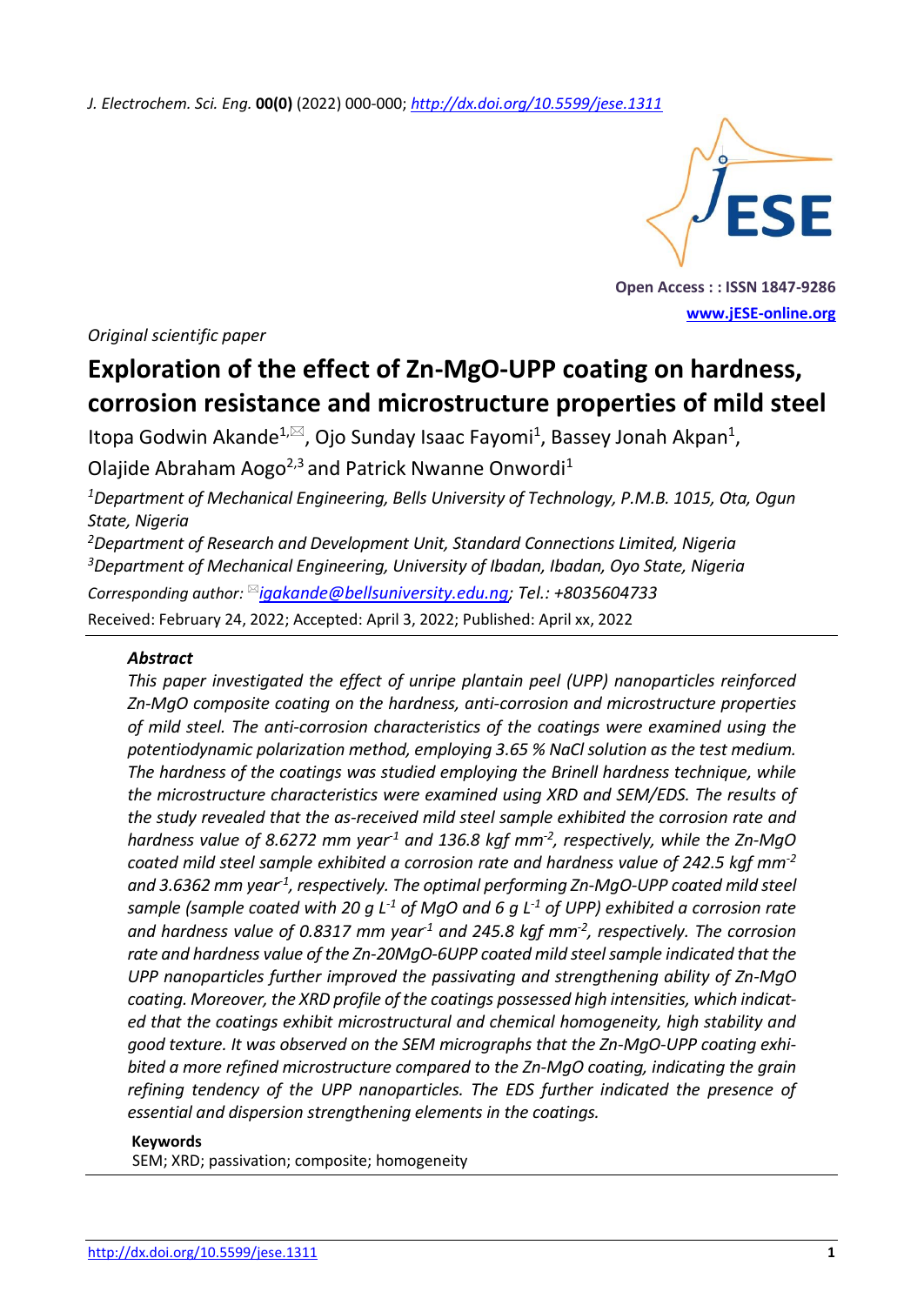*Original scientific paper*

# Exploration of the effect of Zn-MgO-UPP coating on hardness, corrosion resistance and microstructure properties of mild steel

Itopa Godwin Akande[1,✉], Ojo Sunday Isaac Fayomi[1], Bassey Jonah Akpan[1], Olajide Abraham Aogo[2,3] and Patrick Nwanne Onwordi[1]

[1]*Department of Mechanical Engineering, Bells University of Technology, P.M.B. 1015, Ota, Ogun State, Nigeria*

[2]*Department of Research and Development Unit, Standard Connections Limited, Nigeria*

[3]*Department of Mechanical Engineering, University of Ibadan, Ibadan, Oyo State, Nigeria*

*Corresponding author:* ✉*igakande@bellsuniversity.edu.ng; Tel.: +8035604733*

Received: February 24, 2022; Accepted: April 3, 2022; Published: April xx, 2022

### *Abstract*

*This paper investigated the effect of unripe plantain peel (UPP) nanoparticles reinforced Zn-MgO composite coating on the hardness, anti-corrosion and microstructure properties of mild steel. The anti-corrosion characteristics of the coatings were examined using the potentiodynamic polarization method, employing 3.65 % NaCl solution as the test medium. The hardness of the coatings was studied employing the Brinell hardness technique, while the microstructure characteristics were examined using XRD and SEM/EDS. The results of the study revealed that the as-received mild steel sample exhibited the corrosion rate and hardness value of 8.6272 mm year$^{-1}$ and 136.8 kgf mm$^{-2}$, respectively, while the Zn-MgO coated mild steel sample exhibited a corrosion rate and hardness value of 242.5 kgf mm$^{-2}$ and 3.6362 mm year$^{-1}$, respectively. The optimal performing Zn-MgO-UPP coated mild steel sample (sample coated with 20 g L$^{-1}$ of MgO and 6 g L$^{-1}$ of UPP) exhibited a corrosion rate and hardness value of 0.8317 mm year$^{-1}$ and 245.8 kgf mm$^{-2}$, respectively. The corrosion rate and hardness value of the Zn-20MgO-6UPP coated mild steel sample indicated that the UPP nanoparticles further improved the passivating and strengthening ability of Zn-MgO coating. Moreover, the XRD profile of the coatings possessed high intensities, which indicated that the coatings exhibit microstructural and chemical homogeneity, high stability and good texture. It was observed on the SEM micrographs that the Zn-MgO-UPP coating exhibited a more refined microstructure compared to the Zn-MgO coating, indicating the grain refining tendency of the UPP nanoparticles. The EDS further indicated the presence of essential and dispersion strengthening elements in the coatings.*

**Keywords**

SEM; XRD; passivation; composite; homogeneity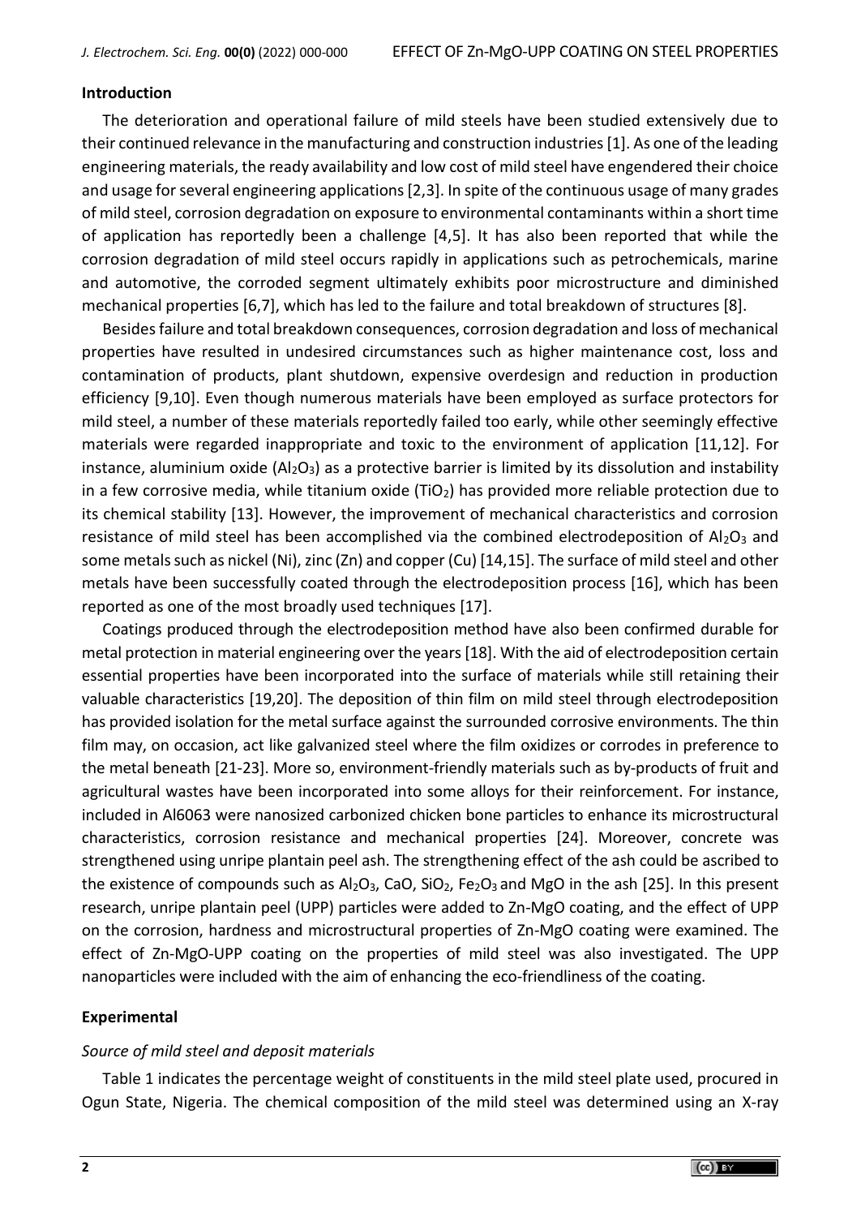## Introduction

The deterioration and operational failure of mild steels have been studied extensively due to their continued relevance in the manufacturing and construction industries [1]. As one of the leading engineering materials, the ready availability and low cost of mild steel have engendered their choice and usage for several engineering applications [2,3]. In spite of the continuous usage of many grades of mild steel, corrosion degradation on exposure to environmental contaminants within a short time of application has reportedly been a challenge [4,5]. It has also been reported that while the corrosion degradation of mild steel occurs rapidly in applications such as petrochemicals, marine and automotive, the corroded segment ultimately exhibits poor microstructure and diminished mechanical properties [6,7], which has led to the failure and total breakdown of structures [8].

Besides failure and total breakdown consequences, corrosion degradation and loss of mechanical properties have resulted in undesired circumstances such as higher maintenance cost, loss and contamination of products, plant shutdown, expensive overdesign and reduction in production efficiency [9,10]. Even though numerous materials have been employed as surface protectors for mild steel, a number of these materials reportedly failed too early, while other seemingly effective materials were regarded inappropriate and toxic to the environment of application [11,12]. For instance, aluminium oxide ($Al_2O_3$) as a protective barrier is limited by its dissolution and instability in a few corrosive media, while titanium oxide ($TiO_2$) has provided more reliable protection due to its chemical stability [13]. However, the improvement of mechanical characteristics and corrosion resistance of mild steel has been accomplished via the combined electrodeposition of $Al_2O_3$ and some metals such as nickel (Ni), zinc (Zn) and copper (Cu) [14,15]. The surface of mild steel and other metals have been successfully coated through the electrodeposition process [16], which has been reported as one of the most broadly used techniques [17].

Coatings produced through the electrodeposition method have also been confirmed durable for metal protection in material engineering over the years [18]. With the aid of electrodeposition certain essential properties have been incorporated into the surface of materials while still retaining their valuable characteristics [19,20]. The deposition of thin film on mild steel through electrodeposition has provided isolation for the metal surface against the surrounded corrosive environments. The thin film may, on occasion, act like galvanized steel where the film oxidizes or corrodes in preference to the metal beneath [21-23]. More so, environment-friendly materials such as by-products of fruit and agricultural wastes have been incorporated into some alloys for their reinforcement. For instance, included in Al6063 were nanosized carbonized chicken bone particles to enhance its microstructural characteristics, corrosion resistance and mechanical properties [24]. Moreover, concrete was strengthened using unripe plantain peel ash. The strengthening effect of the ash could be ascribed to the existence of compounds such as $Al_2O_3$, CaO, $SiO_2$, $Fe_2O_3$ and MgO in the ash [25]. In this present research, unripe plantain peel (UPP) particles were added to Zn-MgO coating, and the effect of UPP on the corrosion, hardness and microstructural properties of Zn-MgO coating were examined. The effect of Zn-MgO-UPP coating on the properties of mild steel was also investigated. The UPP nanoparticles were included with the aim of enhancing the eco-friendliness of the coating.

## Experimental

### *Source of mild steel and deposit materials*

Table 1 indicates the percentage weight of constituents in the mild steel plate used, procured in Ogun State, Nigeria. The chemical composition of the mild steel was determined using an X-ray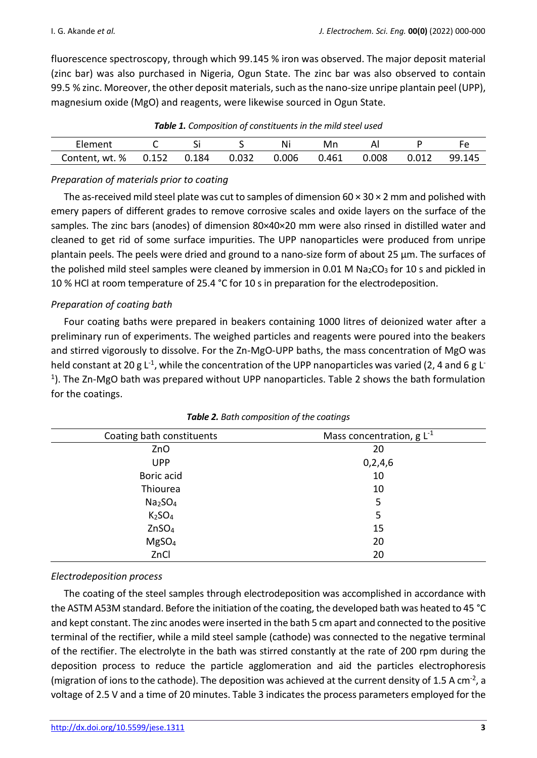fluorescence spectroscopy, through which 99.145 % iron was observed. The major deposit material (zinc bar) was also purchased in Nigeria, Ogun State. The zinc bar was also observed to contain 99.5 % zinc. Moreover, the other deposit materials, such as the nano-size unripe plantain peel (UPP), magnesium oxide (MgO) and reagents, were likewise sourced in Ogun State.

***Table 1.*** *Composition of constituents in the mild steel used*

| Element | C | Si | S | Ni | Mn | Al | P | Fe |
|---|---|---|---|---|---|---|---|---|
| Content, wt. % | 0.152 | 0.184 | 0.032 | 0.006 | 0.461 | 0.008 | 0.012 | 99.145 |

*Preparation of materials prior to coating*

The as-received mild steel plate was cut to samples of dimension 60 × 30 × 2 mm and polished with emery papers of different grades to remove corrosive scales and oxide layers on the surface of the samples. The zinc bars (anodes) of dimension 80×40×20 mm were also rinsed in distilled water and cleaned to get rid of some surface impurities. The UPP nanoparticles were produced from unripe plantain peels. The peels were dried and ground to a nano-size form of about 25 µm. The surfaces of the polished mild steel samples were cleaned by immersion in 0.01 M $Na_2CO_3$ for 10 s and pickled in 10 % HCl at room temperature of 25.4 °C for 10 s in preparation for the electrodeposition.

*Preparation of coating bath*

Four coating baths were prepared in beakers containing 1000 litres of deionized water after a preliminary run of experiments. The weighed particles and reagents were poured into the beakers and stirred vigorously to dissolve. For the Zn-MgO-UPP baths, the mass concentration of MgO was held constant at 20 g $L^{-1}$, while the concentration of the UPP nanoparticles was varied (2, 4 and 6 g $L^{-1}$). The Zn-MgO bath was prepared without UPP nanoparticles. Table 2 shows the bath formulation for the coatings.

***Table 2.*** *Bath composition of the coatings*

| Coating bath constituents | Mass concentration, g $L^{-1}$ |
|---|---|
| ZnO | 20 |
| UPP | 0,2,4,6 |
| Boric acid | 10 |
| Thiourea | 10 |
| $Na_2SO_4$ | 5 |
| $K_2SO_4$ | 5 |
| $ZnSO_4$ | 15 |
| $MgSO_4$ | 20 |
| ZnCl | 20 |

*Electrodeposition process*

The coating of the steel samples through electrodeposition was accomplished in accordance with the ASTM A53M standard. Before the initiation of the coating, the developed bath was heated to 45 °C and kept constant. The zinc anodes were inserted in the bath 5 cm apart and connected to the positive terminal of the rectifier, while a mild steel sample (cathode) was connected to the negative terminal of the rectifier. The electrolyte in the bath was stirred constantly at the rate of 200 rpm during the deposition process to reduce the particle agglomeration and aid the particles electrophoresis (migration of ions to the cathode). The deposition was achieved at the current density of 1.5 A $cm^{-2}$, a voltage of 2.5 V and a time of 20 minutes. Table 3 indicates the process parameters employed for the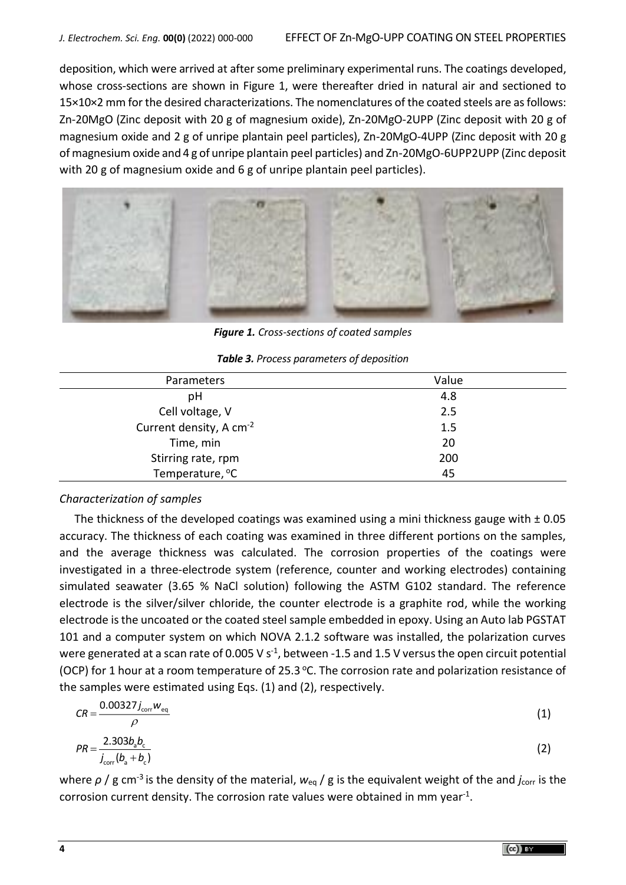deposition, which were arrived at after some preliminary experimental runs. The coatings developed, whose cross-sections are shown in Figure 1, were thereafter dried in natural air and sectioned to 15×10×2 mm for the desired characterizations. The nomenclatures of the coated steels are as follows: Zn-20MgO (Zinc deposit with 20 g of magnesium oxide), Zn-20MgO-2UPP (Zinc deposit with 20 g of magnesium oxide and 2 g of unripe plantain peel particles), Zn-20MgO-4UPP (Zinc deposit with 20 g of magnesium oxide and 4 g of unripe plantain peel particles) and Zn-20MgO-6UPP2UPP (Zinc deposit with 20 g of magnesium oxide and 6 g of unripe plantain peel particles).

***Figure 1.*** *Cross-sections of coated samples*

***Table 3.*** *Process parameters of deposition*

| Parameters | Value |
|---|---|
| pH | 4.8 |
| Cell voltage, V | 2.5 |
| Current density, A cm$^{-2}$ | 1.5 |
| Time, min | 20 |
| Stirring rate, rpm | 200 |
| Temperature, °C | 45 |

*Characterization of samples*

The thickness of the developed coatings was examined using a mini thickness gauge with ± 0.05 accuracy. The thickness of each coating was examined in three different portions on the samples, and the average thickness was calculated. The corrosion properties of the coatings were investigated in a three-electrode system (reference, counter and working electrodes) containing simulated seawater (3.65 % NaCl solution) following the ASTM G102 standard. The reference electrode is the silver/silver chloride, the counter electrode is a graphite rod, while the working electrode is the uncoated or the coated steel sample embedded in epoxy. Using an Auto lab PGSTAT 101 and a computer system on which NOVA 2.1.2 software was installed, the polarization curves were generated at a scan rate of 0.005 V s$^{-1}$, between -1.5 and 1.5 V versus the open circuit potential (OCP) for 1 hour at a room temperature of 25.3 °C. The corrosion rate and polarization resistance of the samples were estimated using Eqs. (1) and (2), respectively.

$$CR = \frac{0.00327 j_{\text{corr}} w_{\text{eq}}}{\rho} \tag{1}$$

$$PR = \frac{2.303 b_{\text{a}} b_{\text{c}}}{j_{\text{corr}} (b_{\text{a}} + b_{\text{c}})} \tag{2}$$

where $\rho$ / g cm$^{-3}$ is the density of the material, $w_{\text{eq}}$ / g is the equivalent weight of the and $j_{\text{corr}}$ is the corrosion current density. The corrosion rate values were obtained in mm year$^{-1}$.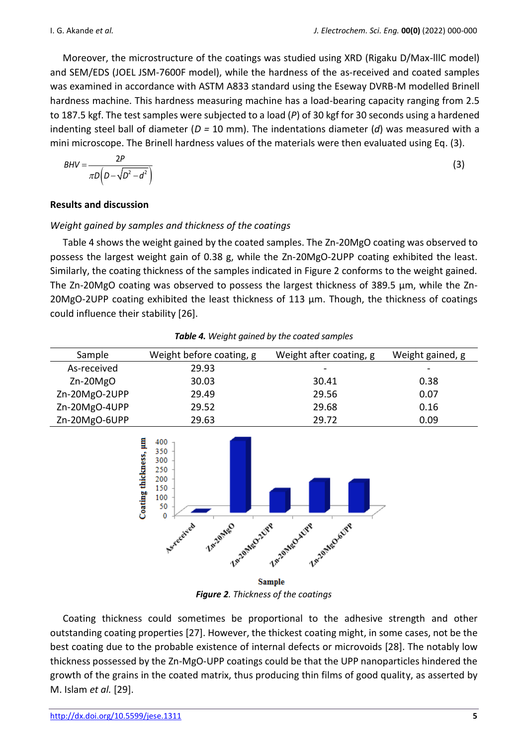Moreover, the microstructure of the coatings was studied using XRD (Rigaku D/Max-lllC model) and SEM/EDS (JOEL JSM-7600F model), while the hardness of the as-received and coated samples was examined in accordance with ASTM A833 standard using the Eseway DVRB-M modelled Brinell hardness machine. This hardness measuring machine has a load-bearing capacity ranging from 2.5 to 187.5 kgf. The test samples were subjected to a load ($P$) of 30 kgf for 30 seconds using a hardened indenting steel ball of diameter ($D$ = 10 mm). The indentations diameter ($d$) was measured with a mini microscope. The Brinell hardness values of the materials were then evaluated using Eq. (3).

$$BHV = \frac{2P}{\pi D\left(D - \sqrt{D^2 - d^2}\right)} \tag{3}$$

## Results and discussion

### *Weight gained by samples and thickness of the coatings*

Table 4 shows the weight gained by the coated samples. The Zn-20MgO coating was observed to possess the largest weight gain of 0.38 g, while the Zn-20MgO-2UPP coating exhibited the least. Similarly, the coating thickness of the samples indicated in Figure 2 conforms to the weight gained. The Zn-20MgO coating was observed to possess the largest thickness of 389.5 µm, while the Zn-20MgO-2UPP coating exhibited the least thickness of 113 µm. Though, the thickness of coatings could influence their stability [26].

***Table 4.*** *Weight gained by the coated samples*

| Sample | Weight before coating, g | Weight after coating, g | Weight gained, g |
|---|---|---|---|
| As-received | 29.93 | - | - |
| Zn-20MgO | 30.03 | 30.41 | 0.38 |
| Zn-20MgO-2UPP | 29.49 | 29.56 | 0.07 |
| Zn-20MgO-4UPP | 29.52 | 29.68 | 0.16 |
| Zn-20MgO-6UPP | 29.63 | 29.72 | 0.09 |

***Figure 2****. Thickness of the coatings*

Coating thickness could sometimes be proportional to the adhesive strength and other outstanding coating properties [27]. However, the thickest coating might, in some cases, not be the best coating due to the probable existence of internal defects or microvoids [28]. The notably low thickness possessed by the Zn-MgO-UPP coatings could be that the UPP nanoparticles hindered the growth of the grains in the coated matrix, thus producing thin films of good quality, as asserted by M. Islam *et al.* [29].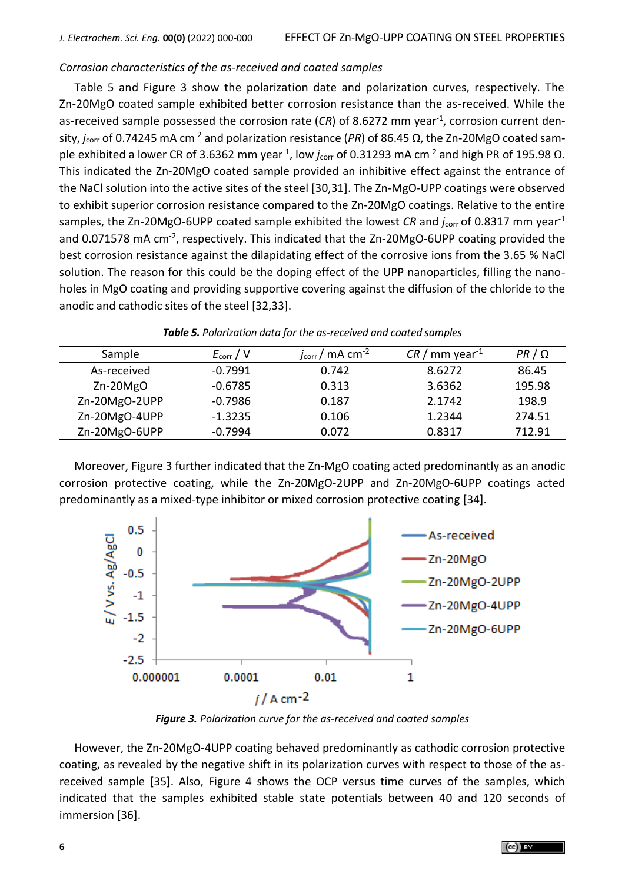*Corrosion characteristics of the as-received and coated samples*

Table 5 and Figure 3 show the polarization date and polarization curves, respectively. The Zn-20MgO coated sample exhibited better corrosion resistance than the as-received. While the as-received sample possessed the corrosion rate (*CR*) of 8.6272 mm year$^{-1}$, corrosion current density, $j_{corr}$ of 0.74245 mA cm$^{-2}$ and polarization resistance (*PR*) of 86.45 Ω, the Zn-20MgO coated sample exhibited a lower CR of 3.6362 mm year$^{-1}$, low $j_{corr}$ of 0.31293 mA cm$^{-2}$ and high PR of 195.98 Ω. This indicated the Zn-20MgO coated sample provided an inhibitive effect against the entrance of the NaCl solution into the active sites of the steel [30,31]. The Zn-MgO-UPP coatings were observed to exhibit superior corrosion resistance compared to the Zn-20MgO coatings. Relative to the entire samples, the Zn-20MgO-6UPP coated sample exhibited the lowest *CR* and $j_{corr}$ of 0.8317 mm year$^{-1}$ and 0.071578 mA cm$^{-2}$, respectively. This indicated that the Zn-20MgO-6UPP coating provided the best corrosion resistance against the dilapidating effect of the corrosive ions from the 3.65 % NaCl solution. The reason for this could be the doping effect of the UPP nanoparticles, filling the nano-holes in MgO coating and providing supportive covering against the diffusion of the chloride to the anodic and cathodic sites of the steel [32,33].

***Table 5.*** *Polarization data for the as-received and coated samples*

| Sample | $E_{corr}$ / V | $j_{corr}$ / mA cm$^{-2}$ | *CR* / mm year$^{-1}$ | *PR* / Ω |
|---|---|---|---|---|
| As-received | -0.7991 | 0.742 | 8.6272 | 86.45 |
| Zn-20MgO | -0.6785 | 0.313 | 3.6362 | 195.98 |
| Zn-20MgO-2UPP | -0.7986 | 0.187 | 2.1742 | 198.9 |
| Zn-20MgO-4UPP | -1.3235 | 0.106 | 1.2344 | 274.51 |
| Zn-20MgO-6UPP | -0.7994 | 0.072 | 0.8317 | 712.91 |

Moreover, Figure 3 further indicated that the Zn-MgO coating acted predominantly as an anodic corrosion protective coating, while the Zn-20MgO-2UPP and Zn-20MgO-6UPP coatings acted predominantly as a mixed-type inhibitor or mixed corrosion protective coating [34].

***Figure 3.*** *Polarization curve for the as-received and coated samples*

However, the Zn-20MgO-4UPP coating behaved predominantly as cathodic corrosion protective coating, as revealed by the negative shift in its polarization curves with respect to those of the as-received sample [35]. Also, Figure 4 shows the OCP versus time curves of the samples, which indicated that the samples exhibited stable state potentials between 40 and 120 seconds of immersion [36].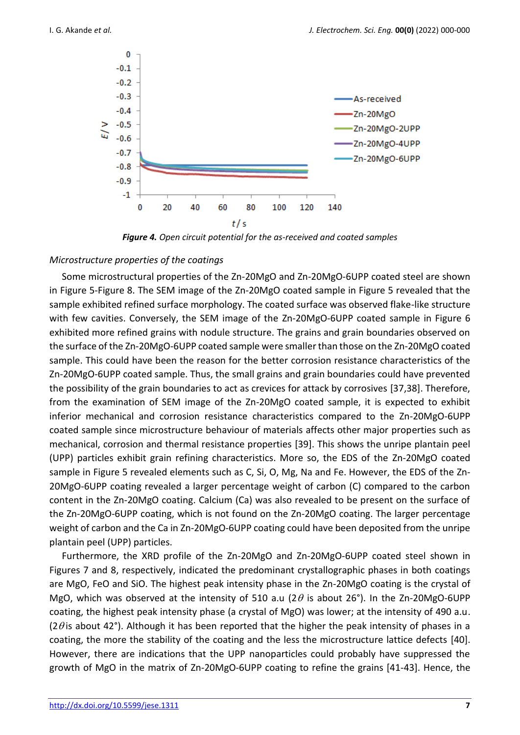*Figure 4.* *Open circuit potential for the as-received and coated samples*

*Microstructure properties of the coatings*

Some microstructural properties of the Zn-20MgO and Zn-20MgO-6UPP coated steel are shown in Figure 5-Figure 8. The SEM image of the Zn-20MgO coated sample in Figure 5 revealed that the sample exhibited refined surface morphology. The coated surface was observed flake-like structure with few cavities. Conversely, the SEM image of the Zn-20MgO-6UPP coated sample in Figure 6 exhibited more refined grains with nodule structure. The grains and grain boundaries observed on the surface of the Zn-20MgO-6UPP coated sample were smaller than those on the Zn-20MgO coated sample. This could have been the reason for the better corrosion resistance characteristics of the Zn-20MgO-6UPP coated sample. Thus, the small grains and grain boundaries could have prevented the possibility of the grain boundaries to act as crevices for attack by corrosives [37,38]. Therefore, from the examination of SEM image of the Zn-20MgO coated sample, it is expected to exhibit inferior mechanical and corrosion resistance characteristics compared to the Zn-20MgO-6UPP coated sample since microstructure behaviour of materials affects other major properties such as mechanical, corrosion and thermal resistance properties [39]. This shows the unripe plantain peel (UPP) particles exhibit grain refining characteristics. More so, the EDS of the Zn-20MgO coated sample in Figure 5 revealed elements such as C, Si, O, Mg, Na and Fe. However, the EDS of the Zn-20MgO-6UPP coating revealed a larger percentage weight of carbon (C) compared to the carbon content in the Zn-20MgO coating. Calcium (Ca) was also revealed to be present on the surface of the Zn-20MgO-6UPP coating, which is not found on the Zn-20MgO coating. The larger percentage weight of carbon and the Ca in Zn-20MgO-6UPP coating could have been deposited from the unripe plantain peel (UPP) particles.

Furthermore, the XRD profile of the Zn-20MgO and Zn-20MgO-6UPP coated steel shown in Figures 7 and 8, respectively, indicated the predominant crystallographic phases in both coatings are MgO, FeO and SiO. The highest peak intensity phase in the Zn-20MgO coating is the crystal of MgO, which was observed at the intensity of 510 a.u ($2\theta$ is about 26°). In the Zn-20MgO-6UPP coating, the highest peak intensity phase (a crystal of MgO) was lower; at the intensity of 490 a.u. ($2\theta$ is about 42°). Although it has been reported that the higher the peak intensity of phases in a coating, the more the stability of the coating and the less the microstructure lattice defects [40]. However, there are indications that the UPP nanoparticles could probably have suppressed the growth of MgO in the matrix of Zn-20MgO-6UPP coating to refine the grains [41-43]. Hence, the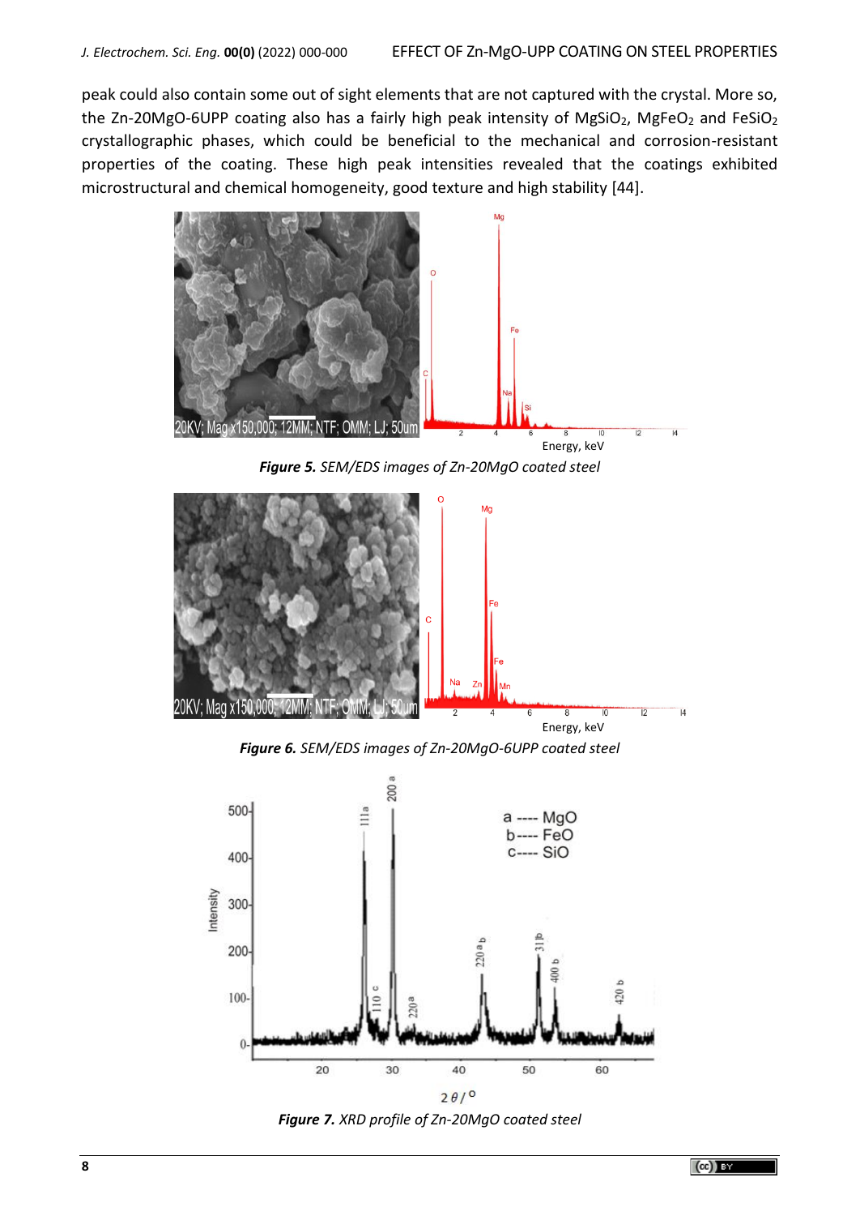peak could also contain some out of sight elements that are not captured with the crystal. More so, the Zn-20MgO-6UPP coating also has a fairly high peak intensity of $MgSiO_2$, $MgFeO_2$ and $FeSiO_2$ crystallographic phases, which could be beneficial to the mechanical and corrosion-resistant properties of the coating. These high peak intensities revealed that the coatings exhibited microstructural and chemical homogeneity, good texture and high stability [44].

***Figure 5.*** *SEM/EDS images of Zn-20MgO coated steel*

***Figure 6.*** *SEM/EDS images of Zn-20MgO-6UPP coated steel*

***Figure 7.*** *XRD profile of Zn-20MgO coated steel*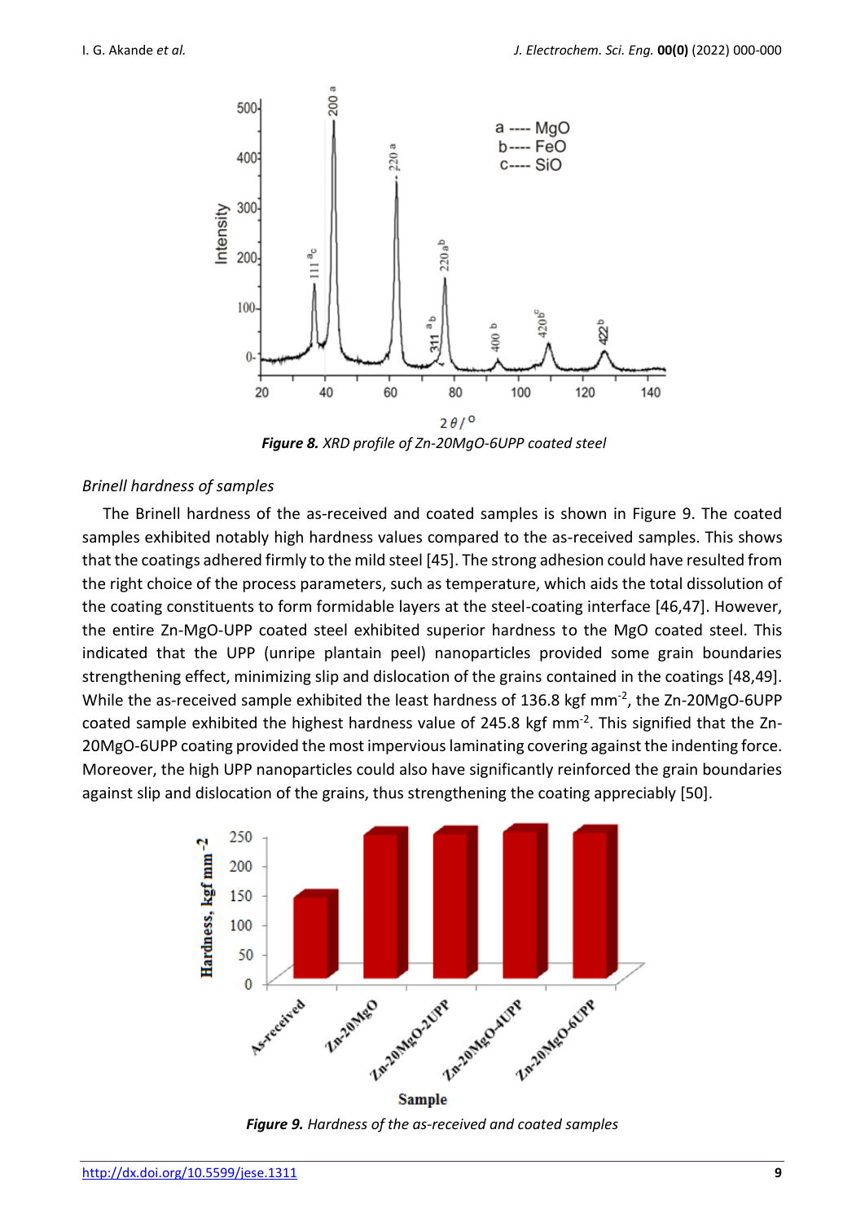*Figure 8.* XRD profile of Zn-20MgO-6UPP coated steel

*Brinell hardness of samples*

The Brinell hardness of the as-received and coated samples is shown in Figure 9. The coated samples exhibited notably high hardness values compared to the as-received samples. This shows that the coatings adhered firmly to the mild steel [45]. The strong adhesion could have resulted from the right choice of the process parameters, such as temperature, which aids the total dissolution of the coating constituents to form formidable layers at the steel-coating interface [46,47]. However, the entire Zn-MgO-UPP coated steel exhibited superior hardness to the MgO coated steel. This indicated that the UPP (unripe plantain peel) nanoparticles provided some grain boundaries strengthening effect, minimizing slip and dislocation of the grains contained in the coatings [48,49]. While the as-received sample exhibited the least hardness of 136.8 kgf $mm^{-2}$, the Zn-20MgO-6UPP coated sample exhibited the highest hardness value of 245.8 kgf $mm^{-2}$. This signified that the Zn-20MgO-6UPP coating provided the most impervious laminating covering against the indenting force. Moreover, the high UPP nanoparticles could also have significantly reinforced the grain boundaries against slip and dislocation of the grains, thus strengthening the coating appreciably [50].

*Figure 9.* Hardness of the as-received and coated samples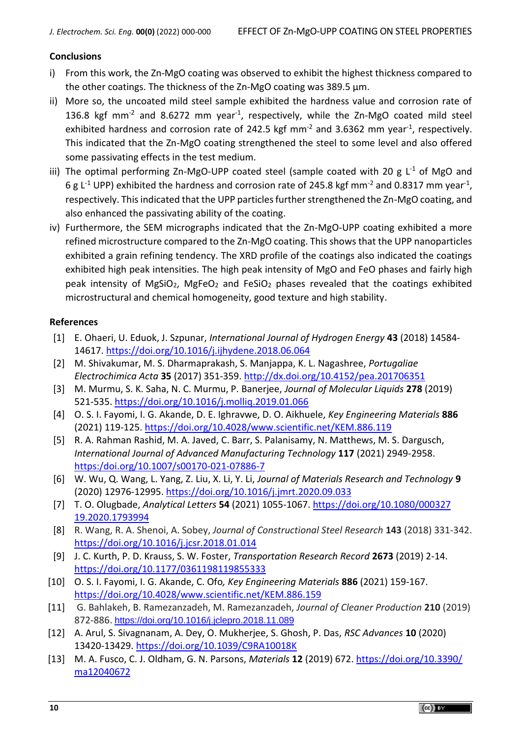## Conclusions

i) From this work, the Zn-MgO coating was observed to exhibit the highest thickness compared to the other coatings. The thickness of the Zn-MgO coating was 389.5 µm.

ii) More so, the uncoated mild steel sample exhibited the hardness value and corrosion rate of 136.8 kgf mm$^{-2}$ and 8.6272 mm year$^{-1}$, respectively, while the Zn-MgO coated mild steel exhibited hardness and corrosion rate of 242.5 kgf mm$^{-2}$ and 3.6362 mm year$^{-1}$, respectively. This indicated that the Zn-MgO coating strengthened the steel to some level and also offered some passivating effects in the test medium.

iii) The optimal performing Zn-MgO-UPP coated steel (sample coated with 20 g L$^{-1}$ of MgO and 6 g L$^{-1}$ UPP) exhibited the hardness and corrosion rate of 245.8 kgf mm$^{-2}$ and 0.8317 mm year$^{-1}$, respectively. This indicated that the UPP particles further strengthened the Zn-MgO coating, and also enhanced the passivating ability of the coating.

iv) Furthermore, the SEM micrographs indicated that the Zn-MgO-UPP coating exhibited a more refined microstructure compared to the Zn-MgO coating. This shows that the UPP nanoparticles exhibited a grain refining tendency. The XRD profile of the coatings also indicated the coatings exhibited high peak intensities. The high peak intensity of MgO and FeO phases and fairly high peak intensity of $MgSiO_2$, $MgFeO_2$ and $FeSiO_2$ phases revealed that the coatings exhibited microstructural and chemical homogeneity, good texture and high stability.

## References

[1] E. Ohaeri, U. Eduok, J. Szpunar, *International Journal of Hydrogen Energy* **43** (2018) 14584-14617. https://doi.org/10.1016/j.ijhydene.2018.06.064

[2] M. Shivakumar, M. S. Dharmaprakash, S. Manjappa, K. L. Nagashree, *Portugaliae Electrochimica Acta* **35** (2017) 351-359. http://dx.doi.org/10.4152/pea.201706351

[3] M. Murmu, S. K. Saha, N. C. Murmu, P. Banerjee, *Journal of Molecular Liquids* **278** (2019) 521-535. https://doi.org/10.1016/j.molliq.2019.01.066

[4] O. S. I. Fayomi, I. G. Akande, D. E. Ighravwe, D. O. Aikhuele, *Key Engineering Materials* **886** (2021) 119-125. https://doi.org/10.4028/www.scientific.net/KEM.886.119

[5] R. A. Rahman Rashid, M. A. Javed, C. Barr, S. Palanisamy, N. Matthews, M. S. Dargusch, *International Journal of Advanced Manufacturing Technology* **117** (2021) 2949-2958. https:/doi.org/10.1007/s00170-021-07886-7

[6] W. Wu, Q. Wang, L. Yang, Z. Liu, X. Li, Y. Li, *Journal of Materials Research and Technology* **9** (2020) 12976-12995. https://doi.org/10.1016/j.jmrt.2020.09.033

[7] T. O. Olugbade, *Analytical Letters* **54** (2021) 1055-1067. https://doi.org/10.1080/00032719.2020.1793994

[8] R. Wang, R. A. Shenoi, A. Sobey, *Journal of Constructional Steel Research* **143** (2018) 331-342. https://doi.org/10.1016/j.jcsr.2018.01.014

[9] J. C. Kurth, P. D. Krauss, S. W. Foster, *Transportation Research Record* **2673** (2019) 2-14. https://doi.org/10.1177/0361198119855333

[10] O. S. I. Fayomi, I. G. Akande, C. Ofo, *Key Engineering Materials* **886** (2021) 159-167. https://doi.org/10.4028/www.scientific.net/KEM.886.159

[11] G. Bahlakeh, B. Ramezanzadeh, M. Ramezanzadeh, *Journal of Cleaner Production* **210** (2019) 872-886. https://doi.org/10.1016/j.jclepro.2018.11.089

[12] A. Arul, S. Sivagnanam, A. Dey, O. Mukherjee, S. Ghosh, P. Das, *RSC Advances* **10** (2020) 13420-13429. https://doi.org/10.1039/C9RA10018K

[13] M. A. Fusco, C. J. Oldham, G. N. Parsons, *Materials* **12** (2019) 672. https://doi.org/10.3390/ma12040672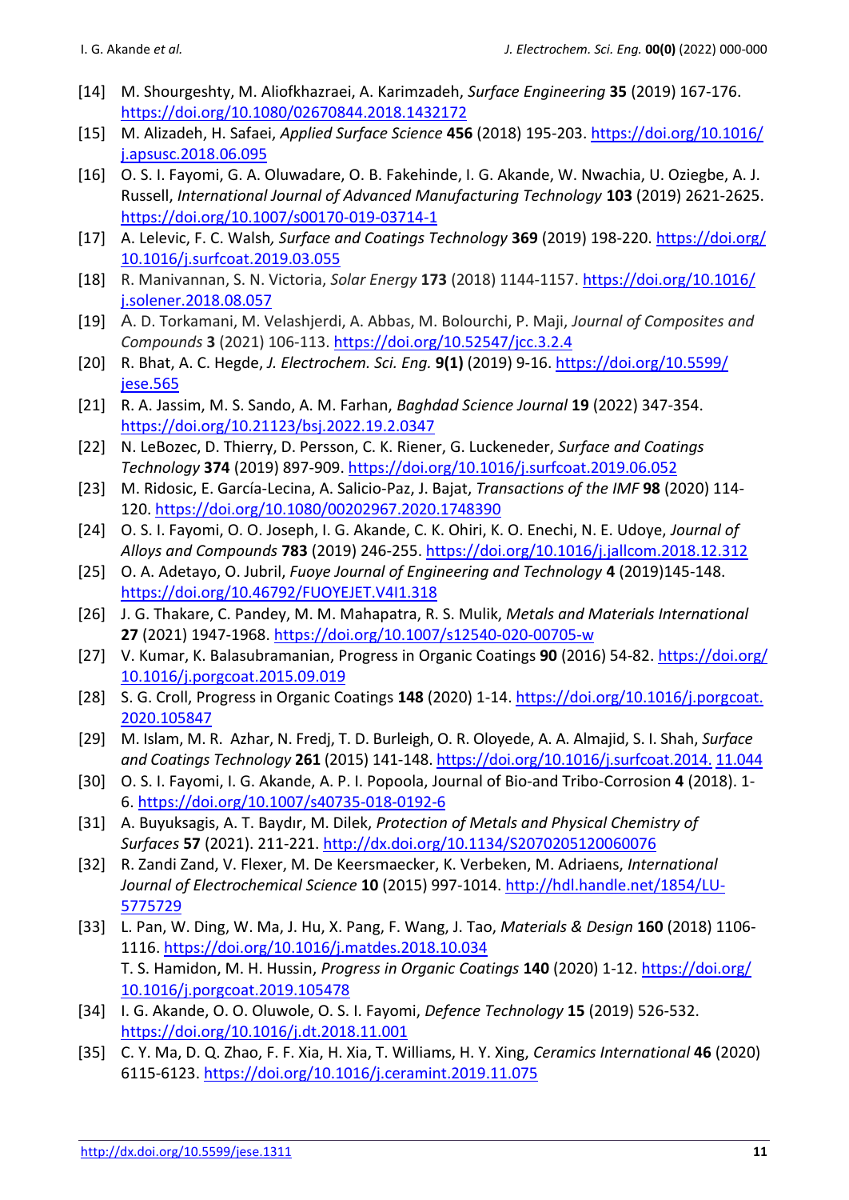[14] M. Shourgeshty, M. Aliofkhazraei, A. Karimzadeh, *Surface Engineering* **35** (2019) 167-176. https://doi.org/10.1080/02670844.2018.1432172

[15] M. Alizadeh, H. Safaei, *Applied Surface Science* **456** (2018) 195-203. https://doi.org/10.1016/j.apsusc.2018.06.095

[16] O. S. I. Fayomi, G. A. Oluwadare, O. B. Fakehinde, I. G. Akande, W. Nwachia, U. Oziegbe, A. J. Russell, *International Journal of Advanced Manufacturing Technology* **103** (2019) 2621-2625. https://doi.org/10.1007/s00170-019-03714-1

[17] A. Lelevic, F. C. Walsh*, Surface and Coatings Technology* **369** (2019) 198-220. https://doi.org/10.1016/j.surfcoat.2019.03.055

[18] R. Manivannan, S. N. Victoria, *Solar Energy* **173** (2018) 1144-1157. https://doi.org/10.1016/j.solener.2018.08.057

[19] A. D. Torkamani, M. Velashjerdi, A. Abbas, M. Bolourchi, P. Maji, *Journal of Composites and Compounds* **3** (2021) 106-113. https://doi.org/10.52547/jcc.3.2.4

[20] R. Bhat, A. C. Hegde, *J. Electrochem. Sci. Eng.* **9(1)** (2019) 9-16. https://doi.org/10.5599/jese.565

[21] R. A. Jassim, M. S. Sando, A. M. Farhan, *Baghdad Science Journal* **19** (2022) 347-354. https://doi.org/10.21123/bsj.2022.19.2.0347

[22] N. LeBozec, D. Thierry, D. Persson, C. K. Riener, G. Luckeneder, *Surface and Coatings Technology* **374** (2019) 897-909. https://doi.org/10.1016/j.surfcoat.2019.06.052

[23] M. Ridosic, E. García-Lecina, A. Salicio-Paz, J. Bajat, *Transactions of the IMF* **98** (2020) 114-120. https://doi.org/10.1080/00202967.2020.1748390

[24] O. S. I. Fayomi, O. O. Joseph, I. G. Akande, C. K. Ohiri, K. O. Enechi, N. E. Udoye, *Journal of Alloys and Compounds* **783** (2019) 246-255. https://doi.org/10.1016/j.jallcom.2018.12.312

[25] O. A. Adetayo, O. Jubril, *Fuoye Journal of Engineering and Technology* **4** (2019)145-148. https://doi.org/10.46792/FUOYEJET.V4I1.318

[26] J. G. Thakare, C. Pandey, M. M. Mahapatra, R. S. Mulik, *Metals and Materials International* **27** (2021) 1947-1968. https://doi.org/10.1007/s12540-020-00705-w

[27] V. Kumar, K. Balasubramanian, Progress in Organic Coatings **90** (2016) 54-82. https://doi.org/10.1016/j.porgcoat.2015.09.019

[28] S. G. Croll, Progress in Organic Coatings **148** (2020) 1-14. https://doi.org/10.1016/j.porgcoat.2020.105847

[29] M. Islam, M. R. Azhar, N. Fredj, T. D. Burleigh, O. R. Oloyede, A. A. Almajid, S. I. Shah, *Surface and Coatings Technology* **261** (2015) 141-148. https://doi.org/10.1016/j.surfcoat.2014.11.044

[30] O. S. I. Fayomi, I. G. Akande, A. P. I. Popoola, Journal of Bio-and Tribo-Corrosion **4** (2018). 1-6. https://doi.org/10.1007/s40735-018-0192-6

[31] A. Buyuksagis, A. T. Baydır, M. Dilek, *Protection of Metals and Physical Chemistry of Surfaces* **57** (2021). 211-221. http://dx.doi.org/10.1134/S2070205120060076

[32] R. Zandi Zand, V. Flexer, M. De Keersmaecker, K. Verbeken, M. Adriaens, *International Journal of Electrochemical Science* **10** (2015) 997-1014. http://hdl.handle.net/1854/LU-5775729

[33] L. Pan, W. Ding, W. Ma, J. Hu, X. Pang, F. Wang, J. Tao, *Materials & Design* **160** (2018) 1106-1116. https://doi.org/10.1016/j.matdes.2018.10.034
T. S. Hamidon, M. H. Hussin, *Progress in Organic Coatings* **140** (2020) 1-12. https://doi.org/10.1016/j.porgcoat.2019.105478

[34] I. G. Akande, O. O. Oluwole, O. S. I. Fayomi, *Defence Technology* **15** (2019) 526-532. https://doi.org/10.1016/j.dt.2018.11.001

[35] C. Y. Ma, D. Q. Zhao, F. F. Xia, H. Xia, T. Williams, H. Y. Xing, *Ceramics International* **46** (2020) 6115-6123. https://doi.org/10.1016/j.ceramint.2019.11.075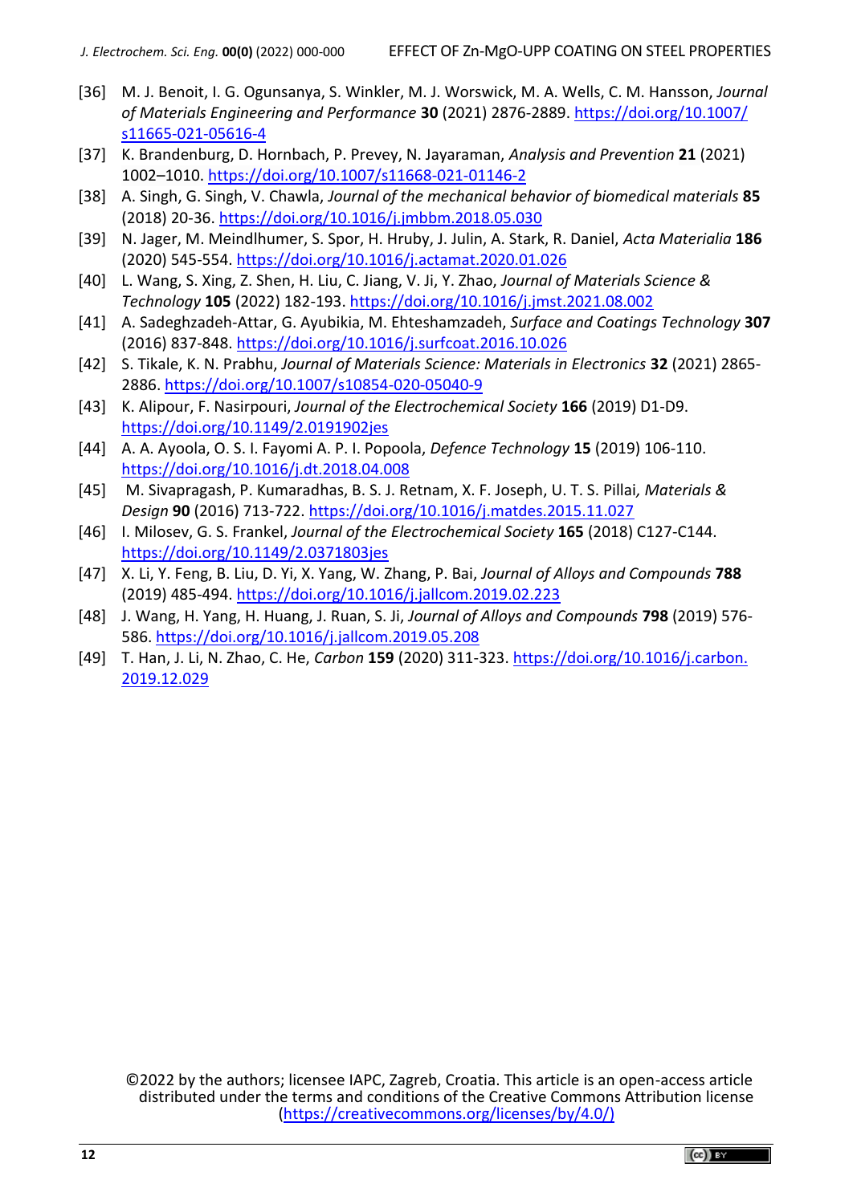[36] M. J. Benoit, I. G. Ogunsanya, S. Winkler, M. J. Worswick, M. A. Wells, C. M. Hansson, *Journal of Materials Engineering and Performance* **30** (2021) 2876-2889. https://doi.org/10.1007/s11665-021-05616-4

[37] K. Brandenburg, D. Hornbach, P. Prevey, N. Jayaraman, *Analysis and Prevention* **21** (2021) 1002–1010. https://doi.org/10.1007/s11668-021-01146-2

[38] A. Singh, G. Singh, V. Chawla, *Journal of the mechanical behavior of biomedical materials* **85** (2018) 20-36. https://doi.org/10.1016/j.jmbbm.2018.05.030

[39] N. Jager, M. Meindlhumer, S. Spor, H. Hruby, J. Julin, A. Stark, R. Daniel, *Acta Materialia* **186** (2020) 545-554. https://doi.org/10.1016/j.actamat.2020.01.026

[40] L. Wang, S. Xing, Z. Shen, H. Liu, C. Jiang, V. Ji, Y. Zhao, *Journal of Materials Science & Technology* **105** (2022) 182-193. https://doi.org/10.1016/j.jmst.2021.08.002

[41] A. Sadeghzadeh-Attar, G. Ayubikia, M. Ehteshamzadeh, *Surface and Coatings Technology* **307** (2016) 837-848. https://doi.org/10.1016/j.surfcoat.2016.10.026

[42] S. Tikale, K. N. Prabhu, *Journal of Materials Science: Materials in Electronics* **32** (2021) 2865-2886. https://doi.org/10.1007/s10854-020-05040-9

[43] K. Alipour, F. Nasirpouri, *Journal of the Electrochemical Society* **166** (2019) D1-D9. https://doi.org/10.1149/2.0191902jes

[44] A. A. Ayoola, O. S. I. Fayomi A. P. I. Popoola, *Defence Technology* **15** (2019) 106-110. https://doi.org/10.1016/j.dt.2018.04.008

[45] M. Sivapragash, P. Kumaradhas, B. S. J. Retnam, X. F. Joseph, U. T. S. Pillai, *Materials & Design* **90** (2016) 713-722. https://doi.org/10.1016/j.matdes.2015.11.027

[46] I. Milosev, G. S. Frankel, *Journal of the Electrochemical Society* **165** (2018) C127-C144. https://doi.org/10.1149/2.0371803jes

[47] X. Li, Y. Feng, B. Liu, D. Yi, X. Yang, W. Zhang, P. Bai, *Journal of Alloys and Compounds* **788** (2019) 485-494. https://doi.org/10.1016/j.jallcom.2019.02.223

[48] J. Wang, H. Yang, H. Huang, J. Ruan, S. Ji, *Journal of Alloys and Compounds* **798** (2019) 576-586. https://doi.org/10.1016/j.jallcom.2019.05.208

[49] T. Han, J. Li, N. Zhao, C. He, *Carbon* **159** (2020) 311-323. https://doi.org/10.1016/j.carbon.2019.12.029

©2022 by the authors; licensee IAPC, Zagreb, Croatia. This article is an open-access article distributed under the terms and conditions of the Creative Commons Attribution license (https://creativecommons.org/licenses/by/4.0/)